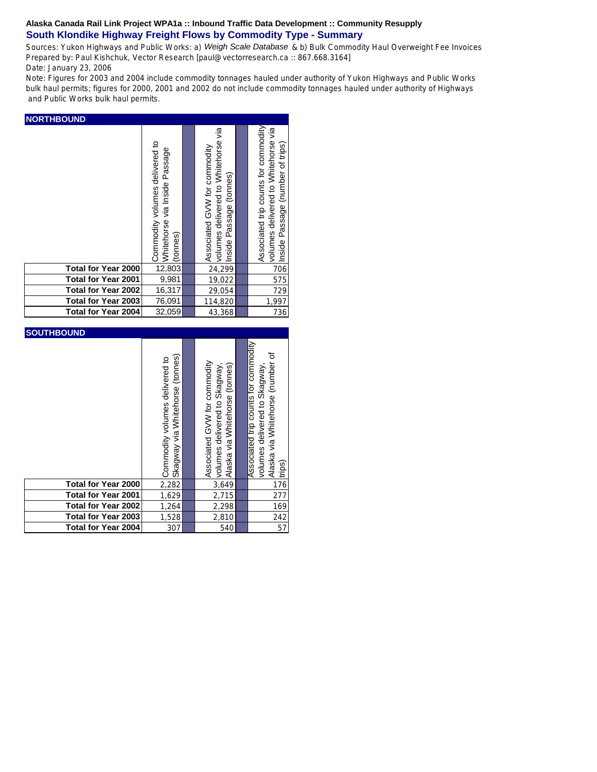**Alaska Canada Rail Link Project WPA1a :: Inbound Traffic Data Development :: Community Resupply**

## South Klondike Highway Freight Flows by Commodity Type - Summary

Sources: Yukon Highways and Public Works: a) *Weigh Scale Database* & b) Bulk Commodity Haul Overweight Fee Invoices
Prepared by: Paul Kishchuk, Vector Research [paul@vectorresearch.ca :: 867.668.3164]
Date: January 23, 2006
Note: Figures for 2003 and 2004 include commodity tonnages hauled under authority of Yukon Highways and Public Works bulk haul permits; figures for 2000, 2001 and 2002 do not include commodity tonnages hauled under authority of Highways and Public Works bulk haul permits.

### NORTHBOUND

| | Commodity volumes delivered to Whitehorse via Inside Passage (tonnes) | Associated GVW for commodity volumes delivered to Whitehorse via Inside Passage (tonnes) | Associated trip counts for commodity volumes delivered to Whitehorse via Inside Passage (number of trips) |
|---|---|---|---|
| **Total for Year 2000** | 12,803 | 24,299 | 706 |
| **Total for Year 2001** | 9,981 | 19,022 | 575 |
| **Total for Year 2002** | 16,317 | 29,054 | 729 |
| **Total for Year 2003** | 76,091 | 114,820 | 1,997 |
| **Total for Year 2004** | 32,059 | 43,368 | 736 |

### SOUTHBOUND

| | Commodity volumes delivered to Skagway via Whitehorse (tonnes) | Associated GVW for commodity volumes delivered to Skagway, Alaska via Whitehorse (tonnes) | Associated trip counts for commodity volumes delivered to Skagway, Alaska via Whitehorse (number of trips) |
|---|---|---|---|
| **Total for Year 2000** | 2,282 | 3,649 | 176 |
| **Total for Year 2001** | 1,629 | 2,715 | 277 |
| **Total for Year 2002** | 1,264 | 2,298 | 169 |
| **Total for Year 2003** | 1,528 | 2,810 | 242 |
| **Total for Year 2004** | 307 | 540 | 57 |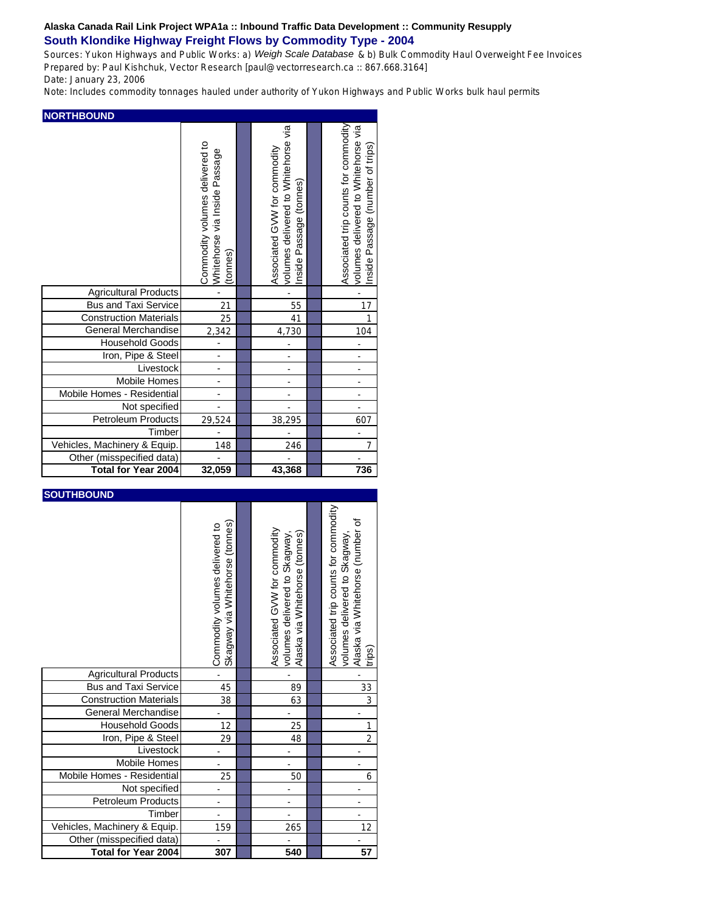**Alaska Canada Rail Link Project WPA1a :: Inbound Traffic Data Development :: Community Resupply**

## South Klondike Highway Freight Flows by Commodity Type - 2004

Sources: Yukon Highways and Public Works: a) *Weigh Scale Database* & b) Bulk Commodity Haul Overweight Fee Invoices
Prepared by: Paul Kishchuk, Vector Research [paul@vectorresearch.ca :: 867.668.3164]
Date: January 23, 2006
Note: Includes commodity tonnages hauled under authority of Yukon Highways and Public Works bulk haul permits

### NORTHBOUND

| | Commodity volumes delivered to Whitehorse via Inside Passage (tonnes) | Associated GVW for commodity volumes delivered to Whitehorse via Inside Passage (tonnes) | Associated trip counts for commodity volumes delivered to Whitehorse via Inside Passage (number of trips) |
|---|---|---|---|
| Agricultural Products | - | - | - |
| Bus and Taxi Service | 21 | 55 | 17 |
| Construction Materials | 25 | 41 | 1 |
| General Merchandise | 2,342 | 4,730 | 104 |
| Household Goods | - | - | - |
| Iron, Pipe & Steel | - | - | - |
| Livestock | - | - | - |
| Mobile Homes | - | - | - |
| Mobile Homes - Residential | - | - | - |
| Not specified | - | - | - |
| Petroleum Products | 29,524 | 38,295 | 607 |
| Timber | - | - | - |
| Vehicles, Machinery & Equip. | 148 | 246 | 7 |
| Other (misspecified data) | - | - | - |
| **Total for Year 2004** | **32,059** | **43,368** | **736** |

### SOUTHBOUND

| | Commodity volumes delivered to Skagway via Whitehorse (tonnes) | Associated GVW for commodity volumes delivered to Skagway, Alaska via Whitehorse (tonnes) | Associated trip counts for commodity volumes delivered to Skagway, Alaska via Whitehorse (number of trips) |
|---|---|---|---|
| Agricultural Products | - | - | - |
| Bus and Taxi Service | 45 | 89 | 33 |
| Construction Materials | 38 | 63 | 3 |
| General Merchandise | - | - | - |
| Household Goods | 12 | 25 | 1 |
| Iron, Pipe & Steel | 29 | 48 | 2 |
| Livestock | - | - | - |
| Mobile Homes | - | - | - |
| Mobile Homes - Residential | 25 | 50 | 6 |
| Not specified | - | - | - |
| Petroleum Products | - | - | - |
| Timber | - | - | - |
| Vehicles, Machinery & Equip. | 159 | 265 | 12 |
| Other (misspecified data) | - | - | - |
| **Total for Year 2004** | **307** | **540** | **57** |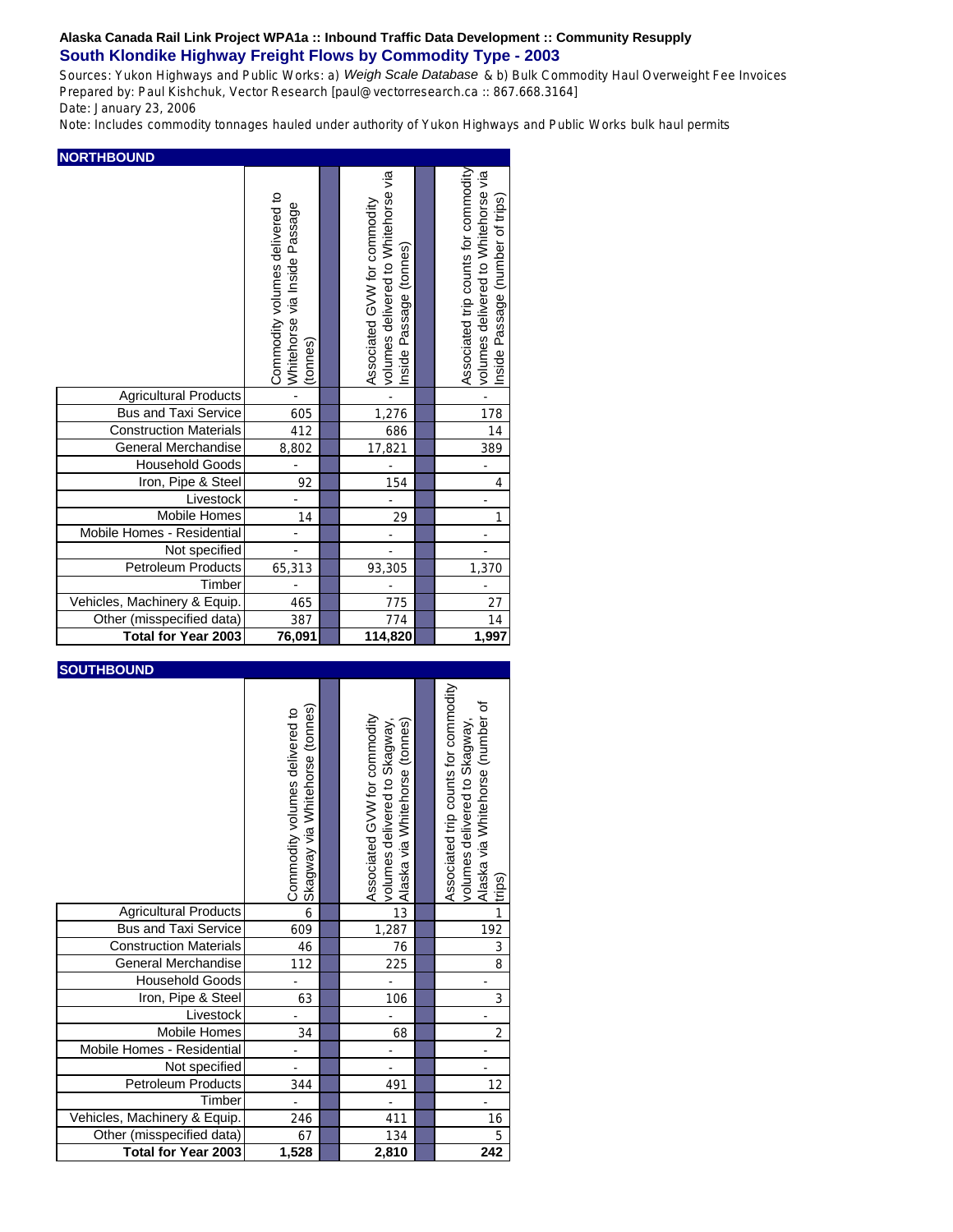**Alaska Canada Rail Link Project WPA1a :: Inbound Traffic Data Development :: Community Resupply**

## South Klondike Highway Freight Flows by Commodity Type - 2003

Sources: Yukon Highways and Public Works: a) *Weigh Scale Database* & b) Bulk Commodity Haul Overweight Fee Invoices
Prepared by: Paul Kishchuk, Vector Research [paul@vectorresearch.ca :: 867.668.3164]
Date: January 23, 2006
Note: Includes commodity tonnages hauled under authority of Yukon Highways and Public Works bulk haul permits

### NORTHBOUND

| | Commodity volumes delivered to Whitehorse via Inside Passage (tonnes) | | Associated GVW for commodity volumes delivered to Whitehorse via Inside Passage (tonnes) | | Associated trip counts for commodity volumes delivered to Whitehorse via Inside Passage (number of trips) |
|---|---|---|---|---|---|
| Agricultural Products | - | | - | | - |
| Bus and Taxi Service | 605 | | 1,276 | | 178 |
| Construction Materials | 412 | | 686 | | 14 |
| General Merchandise | 8,802 | | 17,821 | | 389 |
| Household Goods | - | | - | | - |
| Iron, Pipe & Steel | 92 | | 154 | | 4 |
| Livestock | - | | - | | - |
| Mobile Homes | 14 | | 29 | | 1 |
| Mobile Homes - Residential | - | | - | | - |
| Not specified | - | | - | | - |
| Petroleum Products | 65,313 | | 93,305 | | 1,370 |
| Timber | - | | - | | - |
| Vehicles, Machinery & Equip. | 465 | | 775 | | 27 |
| Other (misspecified data) | 387 | | 774 | | 14 |
| **Total for Year 2003** | **76,091** | | **114,820** | | **1,997** |

### SOUTHBOUND

| | Commodity volumes delivered to Skagway via Whitehorse (tonnes) | | Associated GVW for commodity volumes delivered to Skagway, Alaska via Whitehorse (tonnes) | | Associated trip counts for commodity volumes delivered to Skagway, Alaska via Whitehorse (number of trips) |
|---|---|---|---|---|---|
| Agricultural Products | 6 | | 13 | | 1 |
| Bus and Taxi Service | 609 | | 1,287 | | 192 |
| Construction Materials | 46 | | 76 | | 3 |
| General Merchandise | 112 | | 225 | | 8 |
| Household Goods | - | | - | | - |
| Iron, Pipe & Steel | 63 | | 106 | | 3 |
| Livestock | - | | - | | - |
| Mobile Homes | 34 | | 68 | | 2 |
| Mobile Homes - Residential | - | | - | | - |
| Not specified | - | | - | | - |
| Petroleum Products | 344 | | 491 | | 12 |
| Timber | - | | - | | - |
| Vehicles, Machinery & Equip. | 246 | | 411 | | 16 |
| Other (misspecified data) | 67 | | 134 | | 5 |
| **Total for Year 2003** | **1,528** | | **2,810** | | **242** |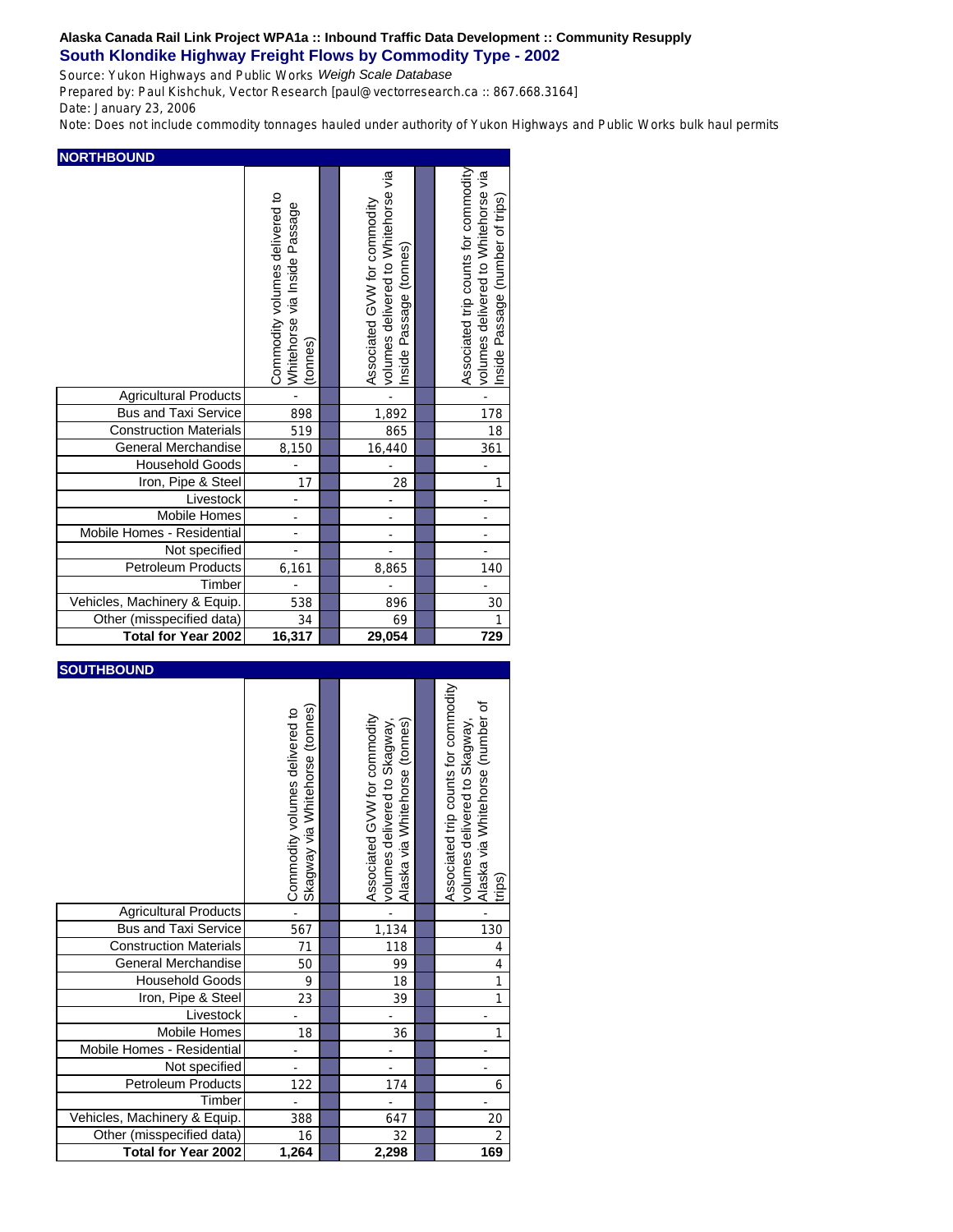**Alaska Canada Rail Link Project WPA1a :: Inbound Traffic Data Development :: Community Resupply**

## South Klondike Highway Freight Flows by Commodity Type - 2002

Source: Yukon Highways and Public Works *Weigh Scale Database*

Prepared by: Paul Kishchuk, Vector Research [paul@vectorresearch.ca :: 867.668.3164]

Date: January 23, 2006

Note: Does not include commodity tonnages hauled under authority of Yukon Highways and Public Works bulk haul permits

### NORTHBOUND

| | Commodity volumes delivered to Whitehorse via Inside Passage (tonnes) | Associated GVW for commodity volumes delivered to Whitehorse via Inside Passage (tonnes) | Associated trip counts for commodity volumes delivered to Whitehorse via Inside Passage (number of trips) |
|---|---|---|---|
| Agricultural Products | - | - | - |
| Bus and Taxi Service | 898 | 1,892 | 178 |
| Construction Materials | 519 | 865 | 18 |
| General Merchandise | 8,150 | 16,440 | 361 |
| Household Goods | - | - | - |
| Iron, Pipe & Steel | 17 | 28 | 1 |
| Livestock | - | - | - |
| Mobile Homes | - | - | - |
| Mobile Homes - Residential | - | - | - |
| Not specified | - | - | - |
| Petroleum Products | 6,161 | 8,865 | 140 |
| Timber | - | - | - |
| Vehicles, Machinery & Equip. | 538 | 896 | 30 |
| Other (misspecified data) | 34 | 69 | 1 |
| **Total for Year 2002** | **16,317** | **29,054** | **729** |

### SOUTHBOUND

| | Commodity volumes delivered to Skagway via Whitehorse (tonnes) | Associated GVW for commodity volumes delivered to Skagway, Alaska via Whitehorse (tonnes) | Associated trip counts for commodity volumes delivered to Skagway, Alaska via Whitehorse (number of trips) |
|---|---|---|---|
| Agricultural Products | - | - | - |
| Bus and Taxi Service | 567 | 1,134 | 130 |
| Construction Materials | 71 | 118 | 4 |
| General Merchandise | 50 | 99 | 4 |
| Household Goods | 9 | 18 | 1 |
| Iron, Pipe & Steel | 23 | 39 | 1 |
| Livestock | - | - | - |
| Mobile Homes | 18 | 36 | 1 |
| Mobile Homes - Residential | - | - | - |
| Not specified | - | - | - |
| Petroleum Products | 122 | 174 | 6 |
| Timber | - | - | - |
| Vehicles, Machinery & Equip. | 388 | 647 | 20 |
| Other (misspecified data) | 16 | 32 | 2 |
| **Total for Year 2002** | **1,264** | **2,298** | **169** |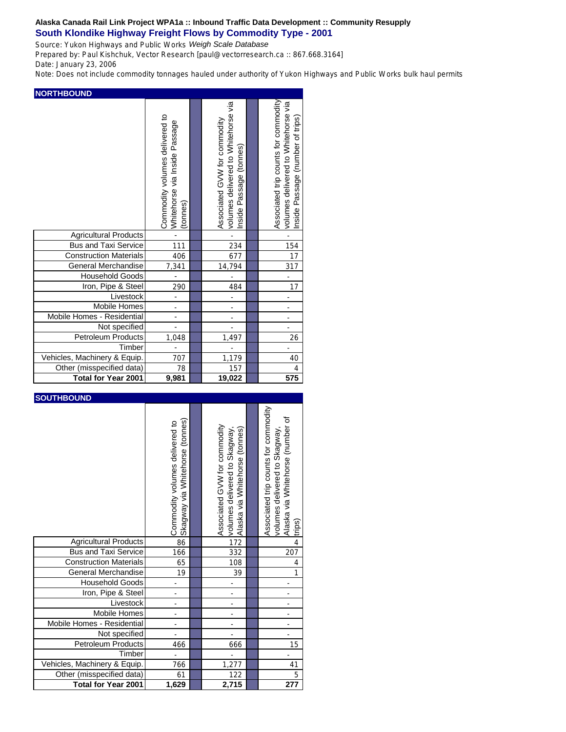**Alaska Canada Rail Link Project WPA1a :: Inbound Traffic Data Development :: Community Resupply**

## South Klondike Highway Freight Flows by Commodity Type - 2001

Source: Yukon Highways and Public Works *Weigh Scale Database*

Prepared by: Paul Kishchuk, Vector Research [paul@vectorresearch.ca :: 867.668.3164]

Date: January 23, 2006

Note: Does not include commodity tonnages hauled under authority of Yukon Highways and Public Works bulk haul permits

**NORTHBOUND**

| | Commodity volumes delivered to Whitehorse via Inside Passage (tonnes) | Associated GVW for commodity volumes delivered to Whitehorse via Inside Passage (tonnes) | Associated trip counts for commodity volumes delivered to Whitehorse via Inside Passage (number of trips) |
|---|---|---|---|
| Agricultural Products | - | - | - |
| Bus and Taxi Service | 111 | 234 | 154 |
| Construction Materials | 406 | 677 | 17 |
| General Merchandise | 7,341 | 14,794 | 317 |
| Household Goods | - | - | - |
| Iron, Pipe & Steel | 290 | 484 | 17 |
| Livestock | - | - | - |
| Mobile Homes | - | - | - |
| Mobile Homes - Residential | - | - | - |
| Not specified | - | - | - |
| Petroleum Products | 1,048 | 1,497 | 26 |
| Timber | - | - | - |
| Vehicles, Machinery & Equip. | 707 | 1,179 | 40 |
| Other (misspecified data) | 78 | 157 | 4 |
| **Total for Year 2001** | **9,981** | **19,022** | **575** |

**SOUTHBOUND**

| | Commodity volumes delivered to Skagway via Whitehorse (tonnes) | Associated GVW for commodity volumes delivered to Skagway, Alaska via Whitehorse (tonnes) | Associated trip counts for commodity volumes delivered to Skagway, Alaska via Whitehorse (number of trips) |
|---|---|---|---|
| Agricultural Products | 86 | 172 | 4 |
| Bus and Taxi Service | 166 | 332 | 207 |
| Construction Materials | 65 | 108 | 4 |
| General Merchandise | 19 | 39 | 1 |
| Household Goods | - | - | - |
| Iron, Pipe & Steel | - | - | - |
| Livestock | - | - | - |
| Mobile Homes | - | - | - |
| Mobile Homes - Residential | - | - | - |
| Not specified | - | - | - |
| Petroleum Products | 466 | 666 | 15 |
| Timber | - | - | - |
| Vehicles, Machinery & Equip. | 766 | 1,277 | 41 |
| Other (misspecified data) | 61 | 122 | 5 |
| **Total for Year 2001** | **1,629** | **2,715** | **277** |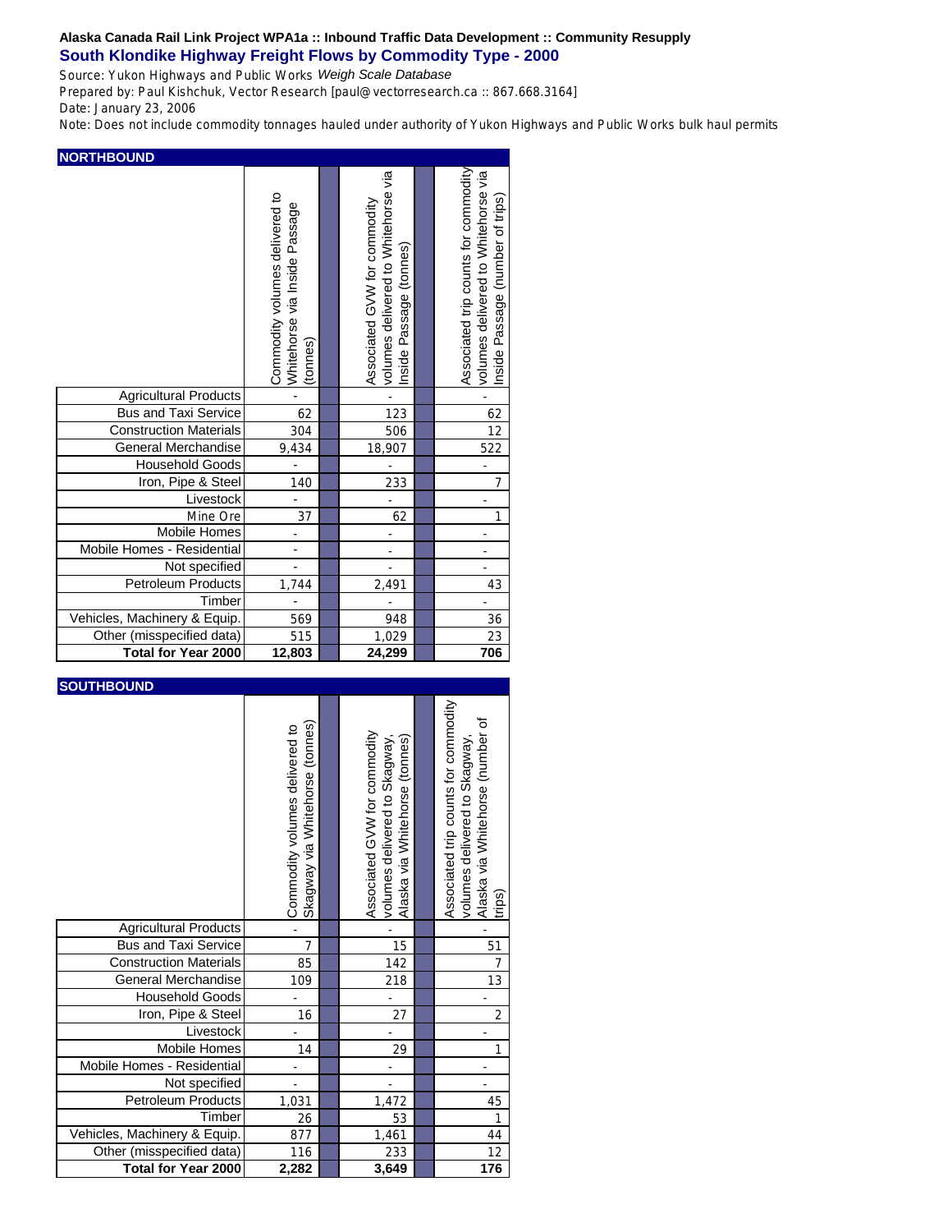**Alaska Canada Rail Link Project WPA1a :: Inbound Traffic Data Development :: Community Resupply**

## South Klondike Highway Freight Flows by Commodity Type - 2000

Source: Yukon Highways and Public Works *Weigh Scale Database*
Prepared by: Paul Kishchuk, Vector Research [paul@vectorresearch.ca :: 867.668.3164]
Date: January 23, 2006
Note: Does not include commodity tonnages hauled under authority of Yukon Highways and Public Works bulk haul permits

**NORTHBOUND**

| | Commodity volumes delivered to Whitehorse via Inside Passage (tonnes) | | Associated GVW for commodity volumes delivered to Whitehorse via Inside Passage (tonnes) | | Associated trip counts for commodity volumes delivered to Whitehorse via Inside Passage (number of trips) |
|---|---|---|---|---|---|
| Agricultural Products | - | | - | | - |
| Bus and Taxi Service | 62 | | 123 | | 62 |
| Construction Materials | 304 | | 506 | | 12 |
| General Merchandise | 9,434 | | 18,907 | | 522 |
| Household Goods | - | | - | | - |
| Iron, Pipe & Steel | 140 | | 233 | | 7 |
| Livestock | - | | - | | - |
| Mine Ore | 37 | | 62 | | 1 |
| Mobile Homes | - | | - | | - |
| Mobile Homes - Residential | - | | - | | - |
| Not specified | - | | - | | - |
| Petroleum Products | 1,744 | | 2,491 | | 43 |
| Timber | - | | - | | - |
| Vehicles, Machinery & Equip. | 569 | | 948 | | 36 |
| Other (misspecified data) | 515 | | 1,029 | | 23 |
| **Total for Year 2000** | **12,803** | | **24,299** | | **706** |

**SOUTHBOUND**

| | Commodity volumes delivered to Skagway via Whitehorse (tonnes) | | Associated GVW for commodity volumes delivered to Skagway, Alaska via Whitehorse (tonnes) | | Associated trip counts for commodity volumes delivered to Skagway, Alaska via Whitehorse (number of trips) |
|---|---|---|---|---|---|
| Agricultural Products | - | | - | | - |
| Bus and Taxi Service | 7 | | 15 | | 51 |
| Construction Materials | 85 | | 142 | | 7 |
| General Merchandise | 109 | | 218 | | 13 |
| Household Goods | - | | - | | - |
| Iron, Pipe & Steel | 16 | | 27 | | 2 |
| Livestock | - | | - | | - |
| Mobile Homes | 14 | | 29 | | 1 |
| Mobile Homes - Residential | - | | - | | - |
| Not specified | - | | - | | - |
| Petroleum Products | 1,031 | | 1,472 | | 45 |
| Timber | 26 | | 53 | | 1 |
| Vehicles, Machinery & Equip. | 877 | | 1,461 | | 44 |
| Other (misspecified data) | 116 | | 233 | | 12 |
| **Total for Year 2000** | **2,282** | | **3,649** | | **176** |